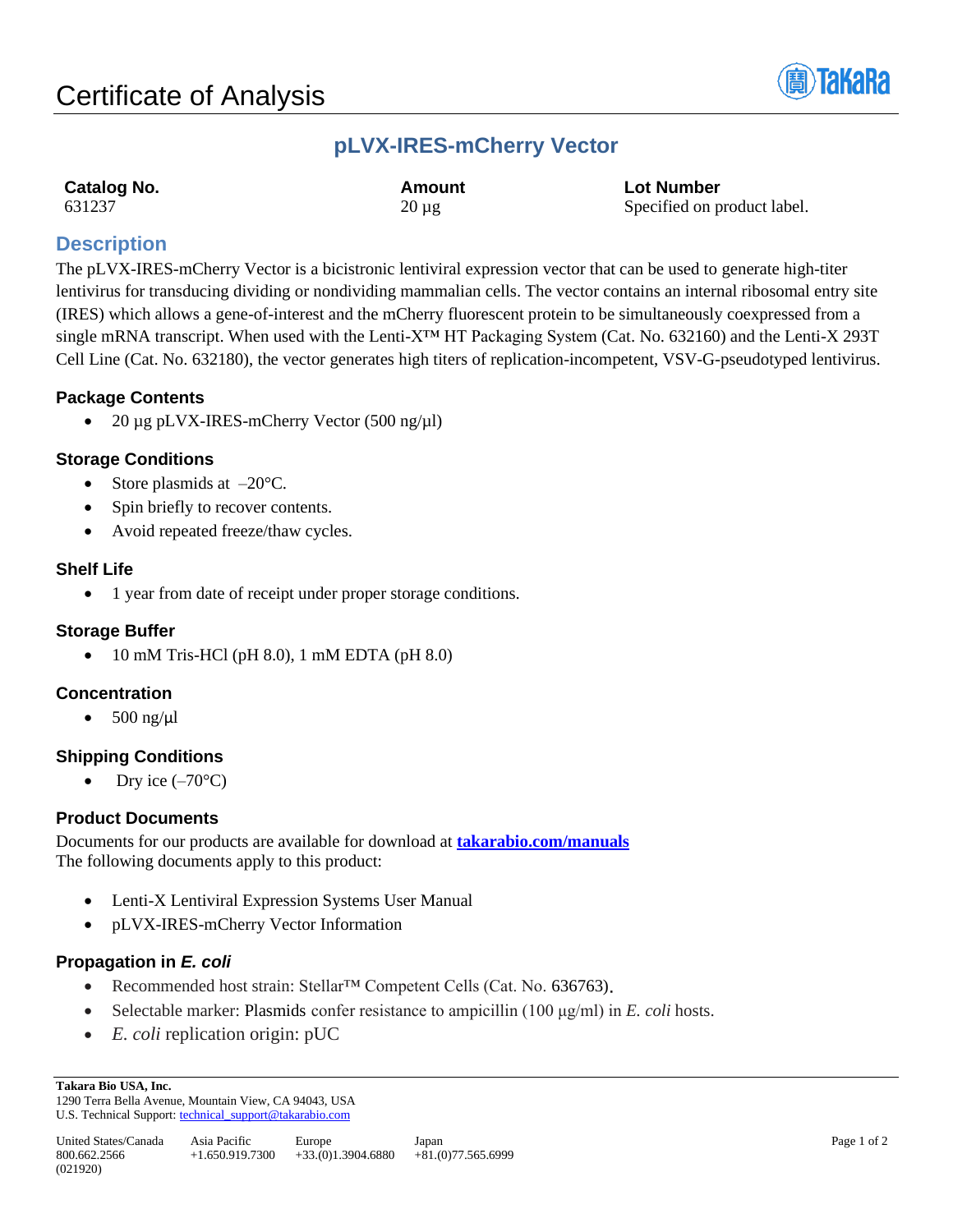# Certificate of Analysis

## pLVX-IRES-mCherry Vector

| **Catalog No.** | **Amount** | **Lot Number** |
|---|---|---|
| 631237 | 20 µg | Specified on product label. |

## Description

The pLVX-IRES-mCherry Vector is a bicistronic lentiviral expression vector that can be used to generate high-titer lentivirus for transducing dividing or nondividing mammalian cells. The vector contains an internal ribosomal entry site (IRES) which allows a gene-of-interest and the mCherry fluorescent protein to be simultaneously coexpressed from a single mRNA transcript. When used with the Lenti-X™ HT Packaging System (Cat. No. 632160) and the Lenti-X 293T Cell Line (Cat. No. 632180), the vector generates high titers of replication-incompetent, VSV-G-pseudotyped lentivirus.

### Package Contents

- 20 µg pLVX-IRES-mCherry Vector (500 ng/µl)

### Storage Conditions

- Store plasmids at –20°C.
- Spin briefly to recover contents.
- Avoid repeated freeze/thaw cycles.

### Shelf Life

- 1 year from date of receipt under proper storage conditions.

### Storage Buffer

- 10 mM Tris-HCl (pH 8.0), 1 mM EDTA (pH 8.0)

### Concentration

- 500 ng/µl

### Shipping Conditions

- Dry ice (–70°C)

### Product Documents

Documents for our products are available for download at **takarabio.com/manuals**
The following documents apply to this product:

- Lenti-X Lentiviral Expression Systems User Manual
- pLVX-IRES-mCherry Vector Information

### Propagation in *E. coli*

- Recommended host strain: Stellar™ Competent Cells (Cat. No. 636763).
- Selectable marker: Plasmids confer resistance to ampicillin (100 µg/ml) in *E. coli* hosts.
- *E. coli* replication origin: pUC

**Takara Bio USA, Inc.**
1290 Terra Bella Avenue, Mountain View, CA 94043, USA
U.S. Technical Support: technical_support@takarabio.com

| United States/Canada | Asia Pacific | Europe | Japan |
|---|---|---|---|
| 800.662.2566 | +1.650.919.7300 | +33.(0)1.3904.6880 | +81.(0)77.565.6999 |

(021920)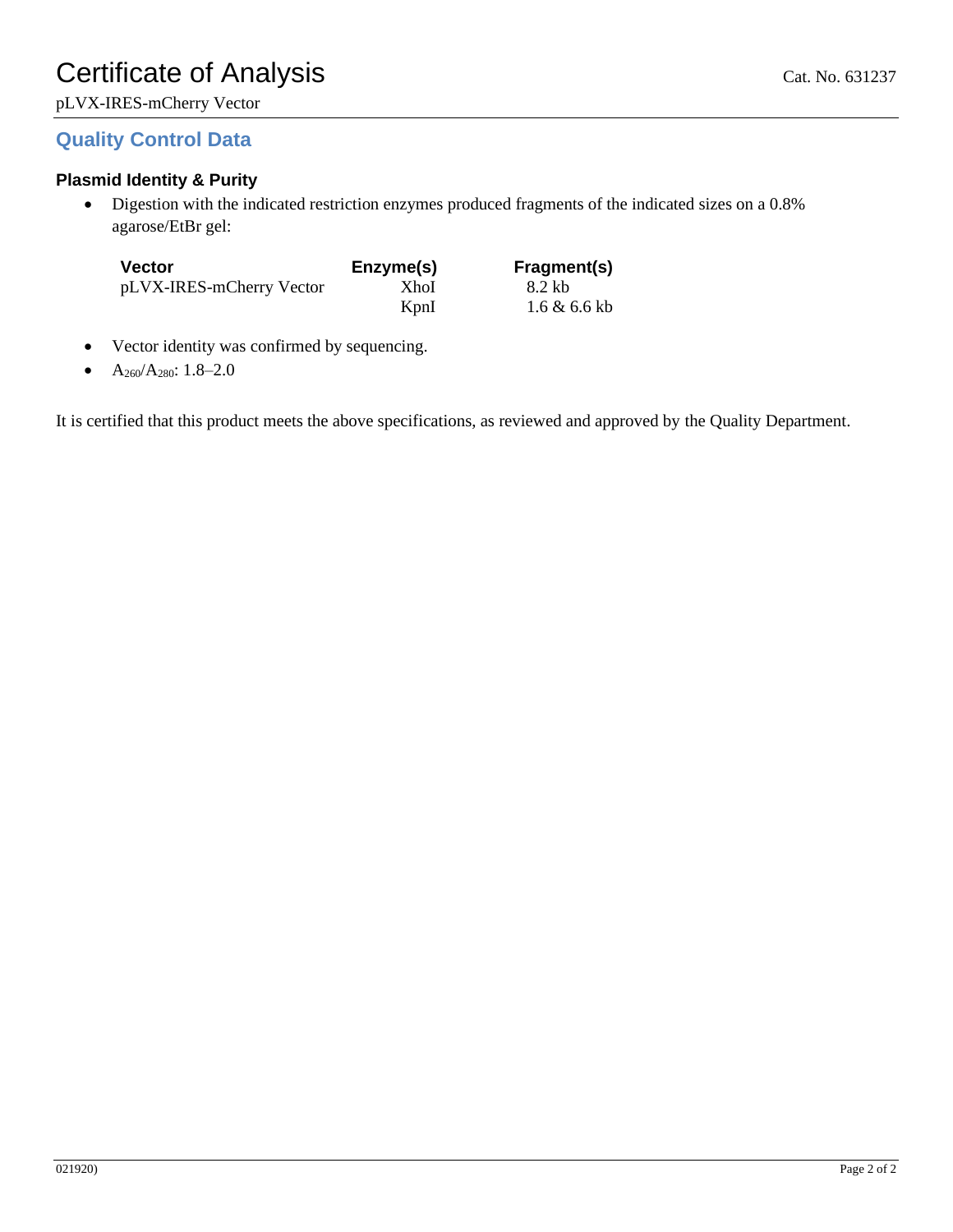# Certificate of Analysis

Cat. No. 631237

pLVX-IRES-mCherry Vector

## Quality Control Data

### Plasmid Identity & Purity

- Digestion with the indicated restriction enzymes produced fragments of the indicated sizes on a 0.8% agarose/EtBr gel:

| Vector | Enzyme(s) | Fragment(s) |
|---|---|---|
| pLVX-IRES-mCherry Vector | XhoI | 8.2 kb |
| | KpnI | 1.6 & 6.6 kb |

- Vector identity was confirmed by sequencing.
- $A_{260}/A_{280}$: 1.8–2.0

It is certified that this product meets the above specifications, as reviewed and approved by the Quality Department.

021920)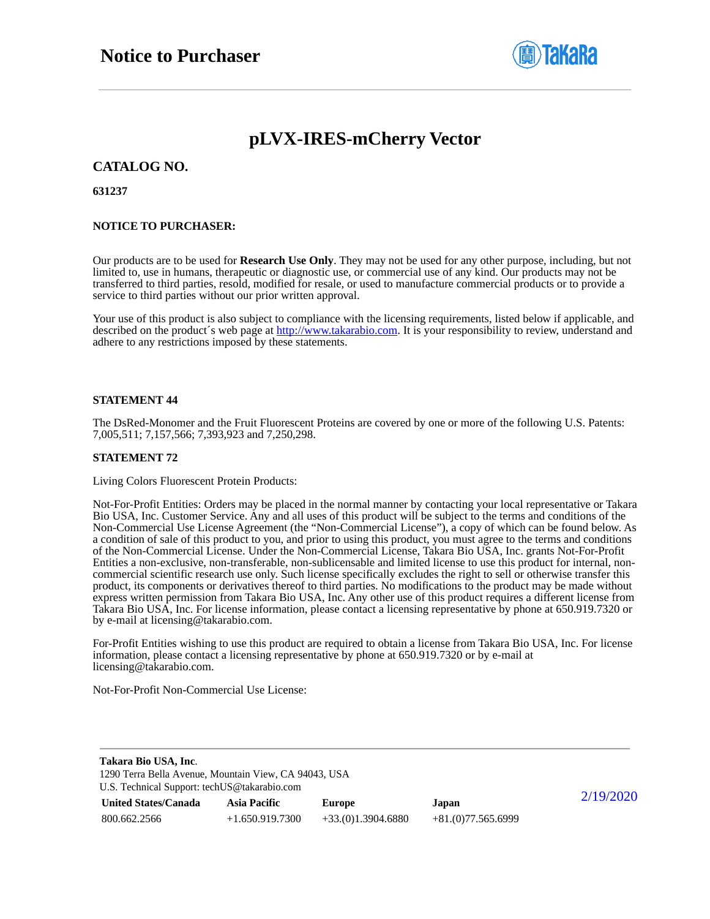# Notice to Purchaser

## pLVX-IRES-mCherry Vector

### CATALOG NO.

**631237**

**NOTICE TO PURCHASER:**

Our products are to be used for **Research Use Only**. They may not be used for any other purpose, including, but not limited to, use in humans, therapeutic or diagnostic use, or commercial use of any kind. Our products may not be transferred to third parties, resold, modified for resale, or used to manufacture commercial products or to provide a service to third parties without our prior written approval.

Your use of this product is also subject to compliance with the licensing requirements, listed below if applicable, and described on the product´s web page at http://www.takarabio.com. It is your responsibility to review, understand and adhere to any restrictions imposed by these statements.

**STATEMENT 44**

The DsRed-Monomer and the Fruit Fluorescent Proteins are covered by one or more of the following U.S. Patents: 7,005,511; 7,157,566; 7,393,923 and 7,250,298.

**STATEMENT 72**

Living Colors Fluorescent Protein Products:

Not-For-Profit Entities: Orders may be placed in the normal manner by contacting your local representative or Takara Bio USA, Inc. Customer Service. Any and all uses of this product will be subject to the terms and conditions of the Non-Commercial Use License Agreement (the "Non-Commercial License"), a copy of which can be found below. As a condition of sale of this product to you, and prior to using this product, you must agree to the terms and conditions of the Non-Commercial License. Under the Non-Commercial License, Takara Bio USA, Inc. grants Not-For-Profit Entities a non-exclusive, non-transferable, non-sublicensable and limited license to use this product for internal, non-commercial scientific research use only. Such license specifically excludes the right to sell or otherwise transfer this product, its components or derivatives thereof to third parties. No modifications to the product may be made without express written permission from Takara Bio USA, Inc. Any other use of this product requires a different license from Takara Bio USA, Inc. For license information, please contact a licensing representative by phone at 650.919.7320 or by e-mail at licensing@takarabio.com.

For-Profit Entities wishing to use this product are required to obtain a license from Takara Bio USA, Inc. For license information, please contact a licensing representative by phone at 650.919.7320 or by e-mail at licensing@takarabio.com.

Not-For-Profit Non-Commercial Use License: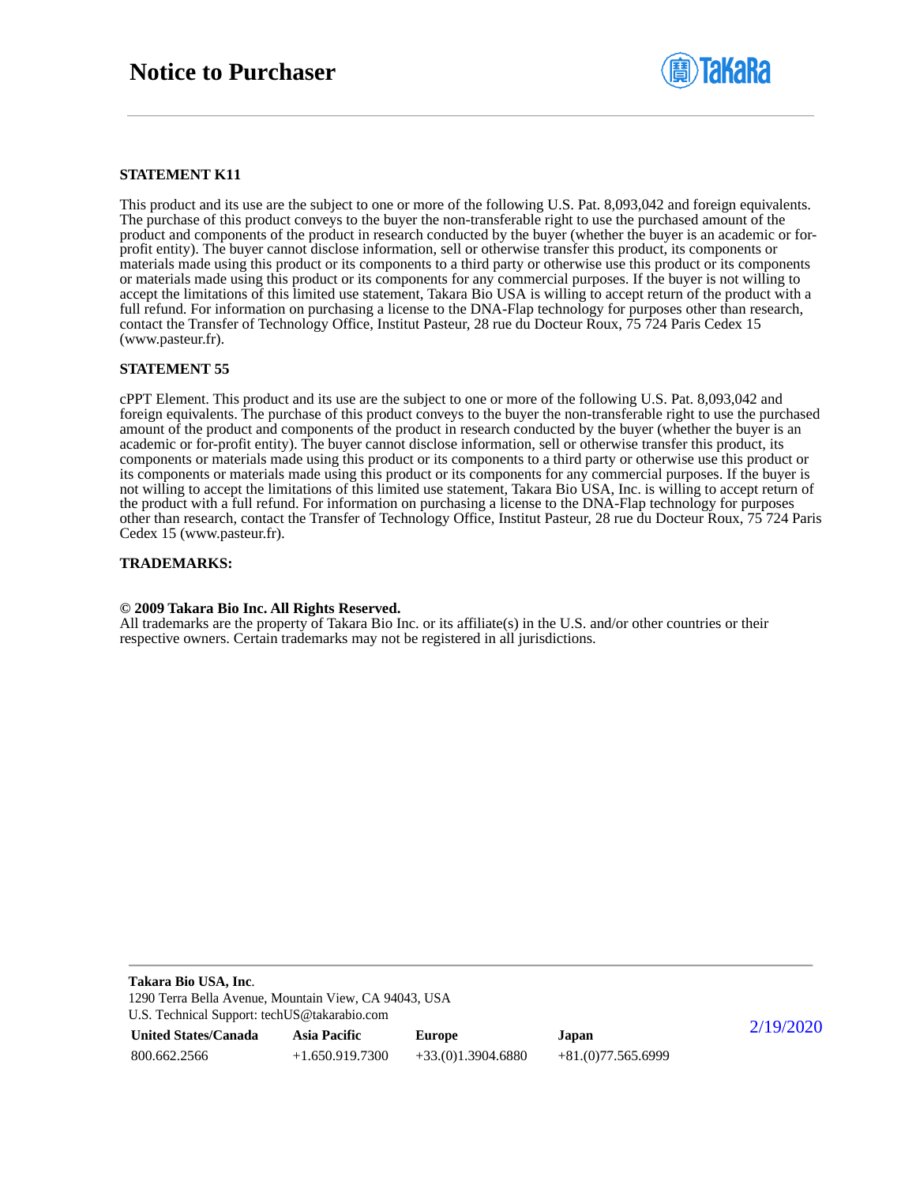# Notice to Purchaser

**STATEMENT K11**

This product and its use are the subject to one or more of the following U.S. Pat. 8,093,042 and foreign equivalents. The purchase of this product conveys to the buyer the non-transferable right to use the purchased amount of the product and components of the product in research conducted by the buyer (whether the buyer is an academic or for-profit entity). The buyer cannot disclose information, sell or otherwise transfer this product, its components or materials made using this product or its components to a third party or otherwise use this product or its components or materials made using this product or its components for any commercial purposes. If the buyer is not willing to accept the limitations of this limited use statement, Takara Bio USA is willing to accept return of the product with a full refund. For information on purchasing a license to the DNA-Flap technology for purposes other than research, contact the Transfer of Technology Office, Institut Pasteur, 28 rue du Docteur Roux, 75 724 Paris Cedex 15 (www.pasteur.fr).

**STATEMENT 55**

cPPT Element. This product and its use are the subject to one or more of the following U.S. Pat. 8,093,042 and foreign equivalents. The purchase of this product conveys to the buyer the non-transferable right to use the purchased amount of the product and components of the product in research conducted by the buyer (whether the buyer is an academic or for-profit entity). The buyer cannot disclose information, sell or otherwise transfer this product, its components or materials made using this product or its components to a third party or otherwise use this product or its components or materials made using this product or its components for any commercial purposes. If the buyer is not willing to accept the limitations of this limited use statement, Takara Bio USA, Inc. is willing to accept return of the product with a full refund. For information on purchasing a license to the DNA-Flap technology for purposes other than research, contact the Transfer of Technology Office, Institut Pasteur, 28 rue du Docteur Roux, 75 724 Paris Cedex 15 (www.pasteur.fr).

**TRADEMARKS:**

**© 2009 Takara Bio Inc. All Rights Reserved.**
All trademarks are the property of Takara Bio Inc. or its affiliate(s) in the U.S. and/or other countries or their respective owners. Certain trademarks may not be registered in all jurisdictions.

**Takara Bio USA, Inc.**
1290 Terra Bella Avenue, Mountain View, CA 94043, USA
U.S. Technical Support: techUS@takarabio.com

| United States/Canada | Asia Pacific | Europe | Japan |
|---|---|---|---|
| 800.662.2566 | +1.650.919.7300 | +33.(0)1.3904.6880 | +81.(0)77.565.6999 |

2/19/2020